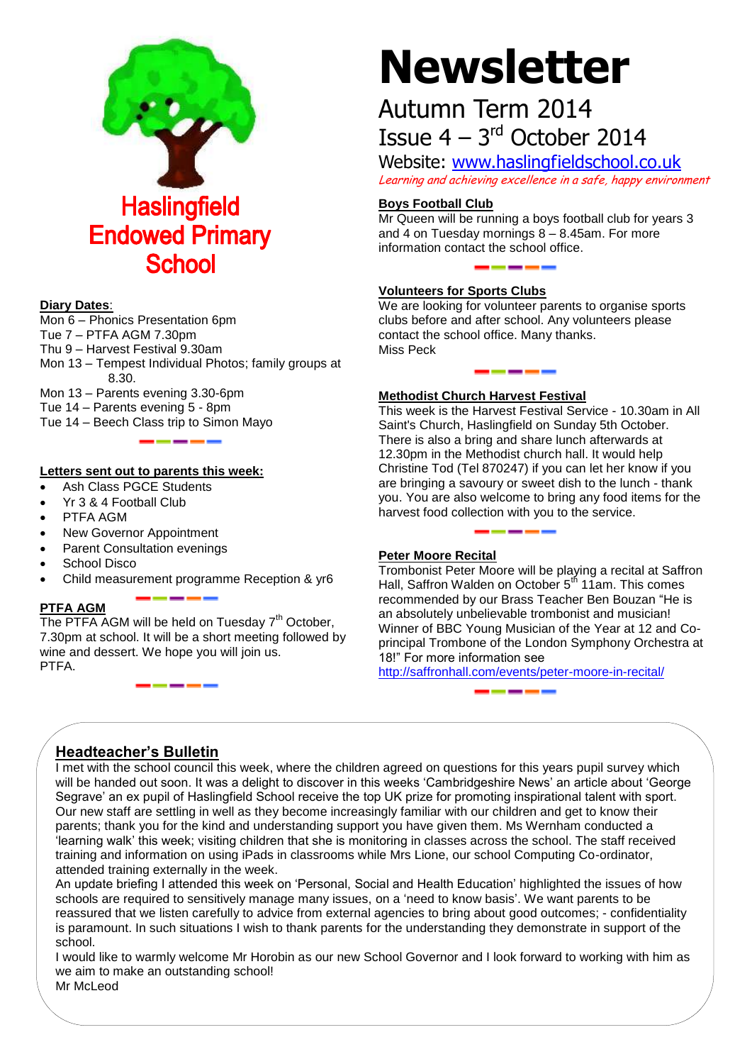# Haslingfield Endowed Primary School

# Newsletter

## Autumn Term 2014

## Issue 4 – 3rd October 2014

Website: www.haslingfieldschool.co.uk

*Learning and achieving excellence in a safe, happy environment*

**Diary Dates**:

Mon 6 – Phonics Presentation 6pm
Tue 7 – PTFA AGM 7.30pm
Thu 9 – Harvest Festival 9.30am
Mon 13 – Tempest Individual Photos; family groups at 8.30.
Mon 13 – Parents evening 3.30-6pm
Tue 14 – Parents evening 5 - 8pm
Tue 14 – Beech Class trip to Simon Mayo

**Letters sent out to parents this week:**

- Ash Class PGCE Students
- Yr 3 & 4 Football Club
- PTFA AGM
- New Governor Appointment
- Parent Consultation evenings
- School Disco
- Child measurement programme Reception & yr6

**PTFA AGM**

The PTFA AGM will be held on Tuesday 7th October, 7.30pm at school. It will be a short meeting followed by wine and dessert. We hope you will join us.
PTFA.

**Boys Football Club**

Mr Queen will be running a boys football club for years 3 and 4 on Tuesday mornings 8 – 8.45am. For more information contact the school office.

**Volunteers for Sports Clubs**

We are looking for volunteer parents to organise sports clubs before and after school. Any volunteers please contact the school office. Many thanks.
Miss Peck

**Methodist Church Harvest Festival**

This week is the Harvest Festival Service - 10.30am in All Saint's Church, Haslingfield on Sunday 5th October. There is also a bring and share lunch afterwards at 12.30pm in the Methodist church hall. It would help Christine Tod (Tel 870247) if you can let her know if you are bringing a savoury or sweet dish to the lunch - thank you. You are also welcome to bring any food items for the harvest food collection with you to the service.

**Peter Moore Recital**

Trombonist Peter Moore will be playing a recital at Saffron Hall, Saffron Walden on October 5th 11am. This comes recommended by our Brass Teacher Ben Bouzan "He is an absolutely unbelievable trombonist and musician! Winner of BBC Young Musician of the Year at 12 and Co-principal Trombone of the London Symphony Orchestra at 18!" For more information see
http://saffronhall.com/events/peter-moore-in-recital/

## Headteacher's Bulletin

I met with the school council this week, where the children agreed on questions for this years pupil survey which will be handed out soon. It was a delight to discover in this weeks 'Cambridgeshire News' an article about 'George Segrave' an ex pupil of Haslingfield School receive the top UK prize for promoting inspirational talent with sport. Our new staff are settling in well as they become increasingly familiar with our children and get to know their parents; thank you for the kind and understanding support you have given them. Ms Wernham conducted a 'learning walk' this week; visiting children that she is monitoring in classes across the school. The staff received training and information on using iPads in classrooms while Mrs Lione, our school Computing Co-ordinator, attended training externally in the week.

An update briefing I attended this week on 'Personal, Social and Health Education' highlighted the issues of how schools are required to sensitively manage many issues, on a 'need to know basis'. We want parents to be reassured that we listen carefully to advice from external agencies to bring about good outcomes; - confidentiality is paramount. In such situations I wish to thank parents for the understanding they demonstrate in support of the school.

I would like to warmly welcome Mr Horobin as our new School Governor and I look forward to working with him as we aim to make an outstanding school!

Mr McLeod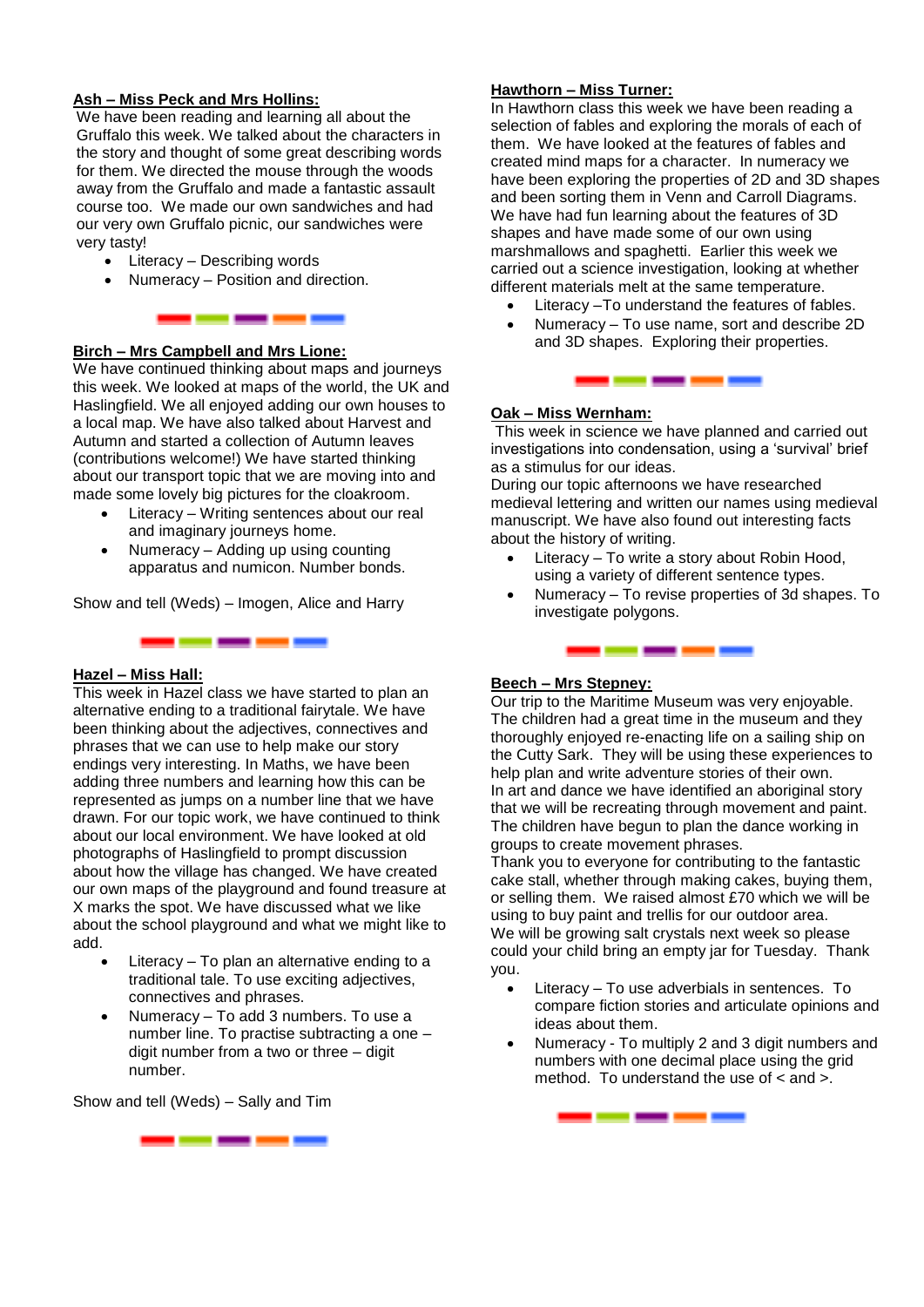**Ash – Miss Peck and Mrs Hollins:**

We have been reading and learning all about the Gruffalo this week. We talked about the characters in the story and thought of some great describing words for them. We directed the mouse through the woods away from the Gruffalo and made a fantastic assault course too. We made our own sandwiches and had our very own Gruffalo picnic, our sandwiches were very tasty!

- Literacy – Describing words
- Numeracy – Position and direction.

**Birch – Mrs Campbell and Mrs Lione:**

We have continued thinking about maps and journeys this week. We looked at maps of the world, the UK and Haslingfield. We all enjoyed adding our own houses to a local map. We have also talked about Harvest and Autumn and started a collection of Autumn leaves (contributions welcome!) We have started thinking about our transport topic that we are moving into and made some lovely big pictures for the cloakroom.

- Literacy – Writing sentences about our real and imaginary journeys home.
- Numeracy – Adding up using counting apparatus and numicon. Number bonds.

Show and tell (Weds) – Imogen, Alice and Harry

**Hazel – Miss Hall:**

This week in Hazel class we have started to plan an alternative ending to a traditional fairytale. We have been thinking about the adjectives, connectives and phrases that we can use to help make our story endings very interesting. In Maths, we have been adding three numbers and learning how this can be represented as jumps on a number line that we have drawn. For our topic work, we have continued to think about our local environment. We have looked at old photographs of Haslingfield to prompt discussion about how the village has changed. We have created our own maps of the playground and found treasure at X marks the spot. We have discussed what we like about the school playground and what we might like to add.

- Literacy – To plan an alternative ending to a traditional tale. To use exciting adjectives, connectives and phrases.
- Numeracy – To add 3 numbers. To use a number line. To practise subtracting a one – digit number from a two or three – digit number.

Show and tell (Weds) – Sally and Tim

**Hawthorn – Miss Turner:**

In Hawthorn class this week we have been reading a selection of fables and exploring the morals of each of them. We have looked at the features of fables and created mind maps for a character. In numeracy we have been exploring the properties of 2D and 3D shapes and been sorting them in Venn and Carroll Diagrams. We have had fun learning about the features of 3D shapes and have made some of our own using marshmallows and spaghetti. Earlier this week we carried out a science investigation, looking at whether different materials melt at the same temperature.

- Literacy –To understand the features of fables.
- Numeracy – To use name, sort and describe 2D and 3D shapes. Exploring their properties.

**Oak – Miss Wernham:**

This week in science we have planned and carried out investigations into condensation, using a 'survival' brief as a stimulus for our ideas.
During our topic afternoons we have researched medieval lettering and written our names using medieval manuscript. We have also found out interesting facts about the history of writing.

- Literacy – To write a story about Robin Hood, using a variety of different sentence types.
- Numeracy – To revise properties of 3d shapes. To investigate polygons.

**Beech – Mrs Stepney:**

Our trip to the Maritime Museum was very enjoyable. The children had a great time in the museum and they thoroughly enjoyed re-enacting life on a sailing ship on the Cutty Sark. They will be using these experiences to help plan and write adventure stories of their own.
In art and dance we have identified an aboriginal story that we will be recreating through movement and paint. The children have begun to plan the dance working in groups to create movement phrases.
Thank you to everyone for contributing to the fantastic cake stall, whether through making cakes, buying them, or selling them. We raised almost £70 which we will be using to buy paint and trellis for our outdoor area.
We will be growing salt crystals next week so please could your child bring an empty jar for Tuesday. Thank you.

- Literacy – To use adverbials in sentences. To compare fiction stories and articulate opinions and ideas about them.
- Numeracy - To multiply 2 and 3 digit numbers and numbers with one decimal place using the grid method. To understand the use of < and >.